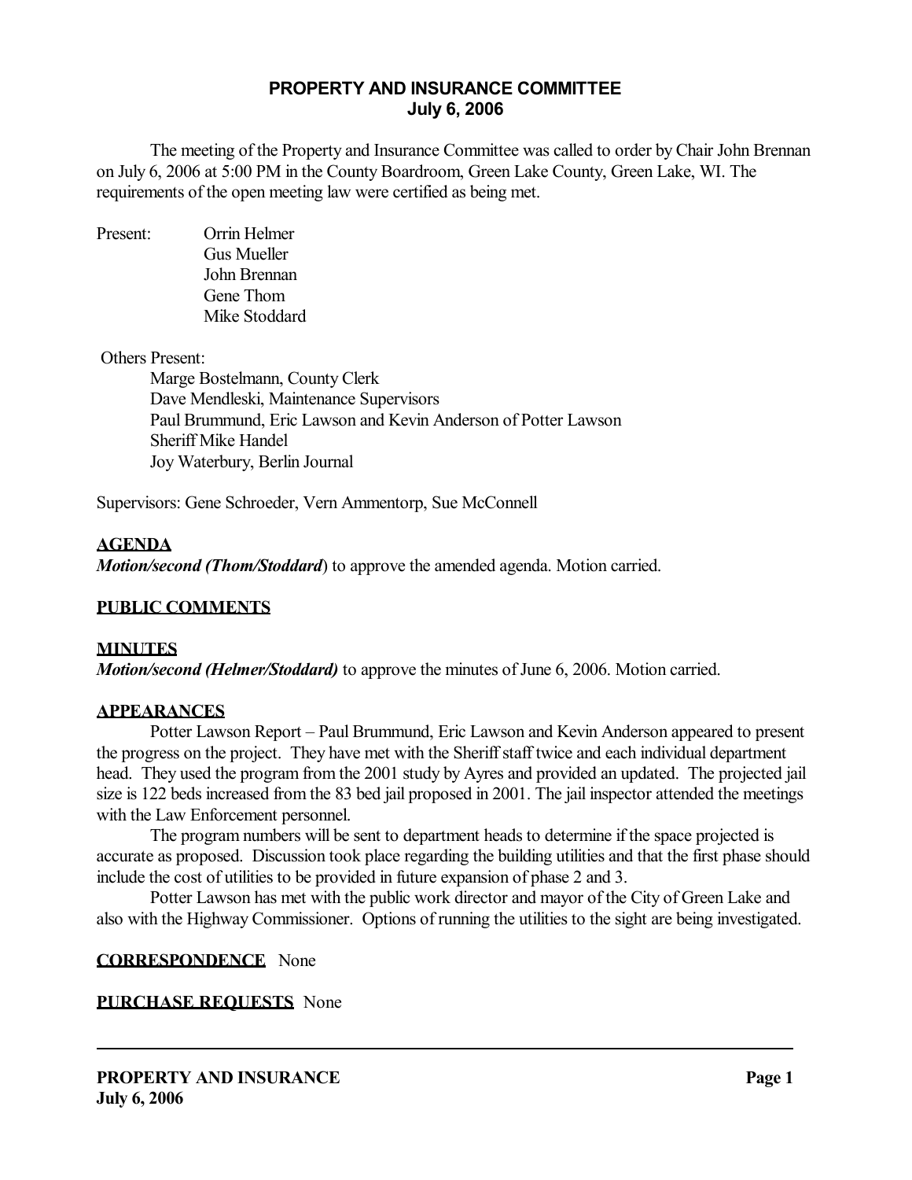# PROPERTY AND INSURANCE COMMITTEE
## July 6, 2006

The meeting of the Property and Insurance Committee was called to order by Chair John Brennan on July 6, 2006 at 5:00 PM in the County Boardroom, Green Lake County, Green Lake, WI. The requirements of the open meeting law were certified as being met.

Present:
- Orrin Helmer
- Gus Mueller
- John Brennan
- Gene Thom
- Mike Stoddard

Others Present:
- Marge Bostelmann, County Clerk
- Dave Mendleski, Maintenance Supervisors
- Paul Brummund, Eric Lawson and Kevin Anderson of Potter Lawson
- Sheriff Mike Handel
- Joy Waterbury, Berlin Journal

Supervisors: Gene Schroeder, Vern Ammentorp, Sue McConnell

**AGENDA**

***Motion/second (Thom/Stoddard***) to approve the amended agenda. Motion carried.

**PUBLIC COMMENTS**

**MINUTES**

***Motion/second (Helmer/Stoddard)*** to approve the minutes of June 6, 2006. Motion carried.

**APPEARANCES**

Potter Lawson Report – Paul Brummund, Eric Lawson and Kevin Anderson appeared to present the progress on the project. They have met with the Sheriff staff twice and each individual department head. They used the program from the 2001 study by Ayres and provided an updated. The projected jail size is 122 beds increased from the 83 bed jail proposed in 2001. The jail inspector attended the meetings with the Law Enforcement personnel.

The program numbers will be sent to department heads to determine if the space projected is accurate as proposed. Discussion took place regarding the building utilities and that the first phase should include the cost of utilities to be provided in future expansion of phase 2 and 3.

Potter Lawson has met with the public work director and mayor of the City of Green Lake and also with the Highway Commissioner. Options of running the utilities to the sight are being investigated.

**CORRESPONDENCE** None

**PURCHASE REQUESTS** None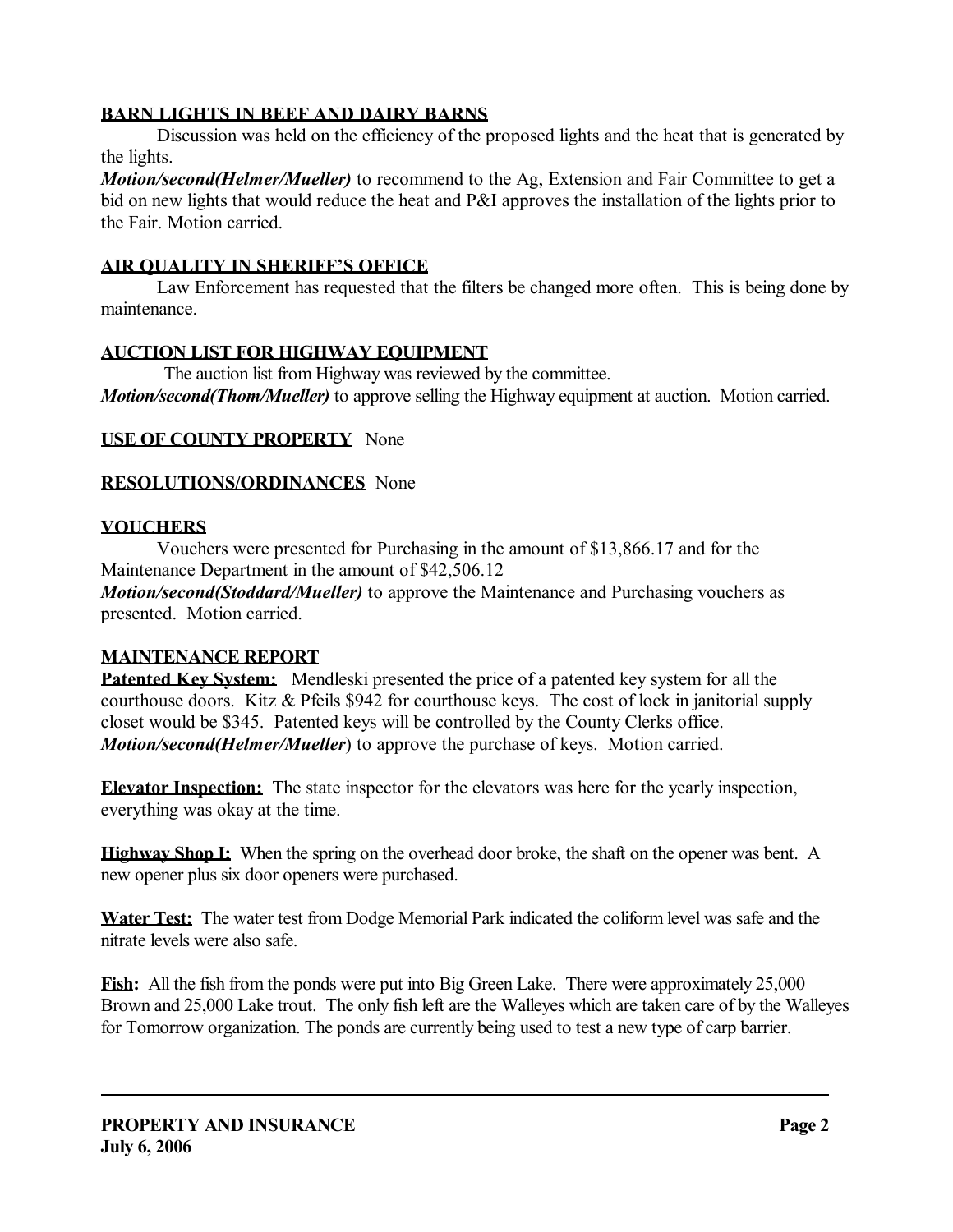**BARN LIGHTS IN BEEF AND DAIRY BARNS**

Discussion was held on the efficiency of the proposed lights and the heat that is generated by the lights.

***Motion/second(Helmer/Mueller)*** to recommend to the Ag, Extension and Fair Committee to get a bid on new lights that would reduce the heat and P&I approves the installation of the lights prior to the Fair. Motion carried.

**AIR QUALITY IN SHERIFF'S OFFICE**

Law Enforcement has requested that the filters be changed more often. This is being done by maintenance.

**AUCTION LIST FOR HIGHWAY EQUIPMENT**

The auction list from Highway was reviewed by the committee.

***Motion/second(Thom/Mueller)*** to approve selling the Highway equipment at auction. Motion carried.

**USE OF COUNTY PROPERTY** None

**RESOLUTIONS/ORDINANCES** None

**VOUCHERS**

Vouchers were presented for Purchasing in the amount of $13,866.17 and for the Maintenance Department in the amount of $42,506.12

***Motion/second(Stoddard/Mueller)*** to approve the Maintenance and Purchasing vouchers as presented. Motion carried.

**MAINTENANCE REPORT**

**Patented Key System:** Mendleski presented the price of a patented key system for all the courthouse doors. Kitz & Pfeils $942 for courthouse keys. The cost of lock in janitorial supply closet would be $345. Patented keys will be controlled by the County Clerks office.

***Motion/second(Helmer/Mueller)*** to approve the purchase of keys. Motion carried.

**Elevator Inspection:** The state inspector for the elevators was here for the yearly inspection, everything was okay at the time.

**Highway Shop I:** When the spring on the overhead door broke, the shaft on the opener was bent. A new opener plus six door openers were purchased.

**Water Test:** The water test from Dodge Memorial Park indicated the coliform level was safe and the nitrate levels were also safe.

**Fish:** All the fish from the ponds were put into Big Green Lake. There were approximately 25,000 Brown and 25,000 Lake trout. The only fish left are the Walleyes which are taken care of by the Walleyes for Tomorrow organization. The ponds are currently being used to test a new type of carp barrier.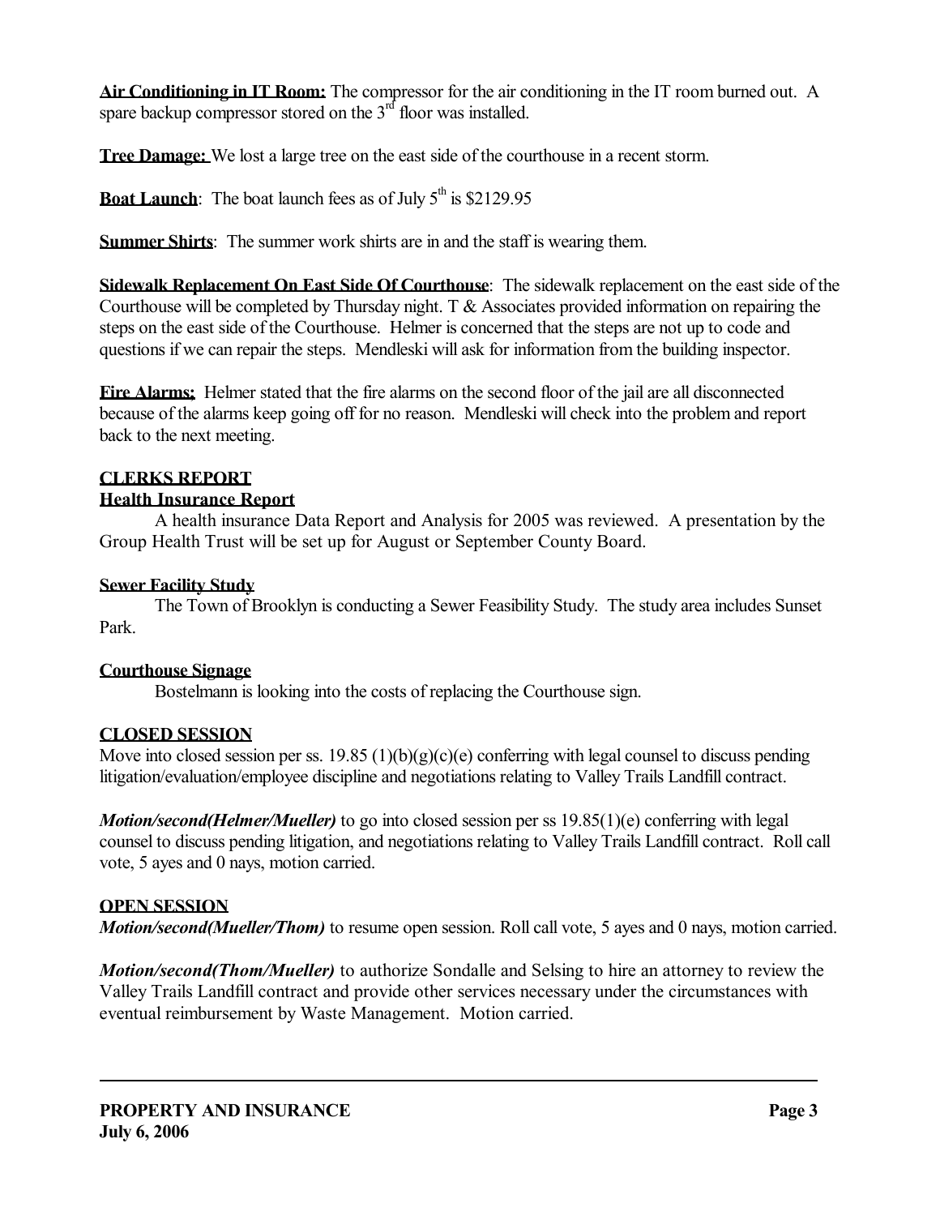**Air Conditioning in IT Room:** The compressor for the air conditioning in the IT room burned out. A spare backup compressor stored on the 3rd floor was installed.

**Tree Damage:** We lost a large tree on the east side of the courthouse in a recent storm.

**Boat Launch**: The boat launch fees as of July 5th is $2129.95

**Summer Shirts**: The summer work shirts are in and the staff is wearing them.

**Sidewalk Replacement On East Side Of Courthouse**: The sidewalk replacement on the east side of the Courthouse will be completed by Thursday night. T & Associates provided information on repairing the steps on the east side of the Courthouse. Helmer is concerned that the steps are not up to code and questions if we can repair the steps. Mendleski will ask for information from the building inspector.

**Fire Alarms;** Helmer stated that the fire alarms on the second floor of the jail are all disconnected because of the alarms keep going off for no reason. Mendleski will check into the problem and report back to the next meeting.

## CLERKS REPORT

### Health Insurance Report

A health insurance Data Report and Analysis for 2005 was reviewed. A presentation by the Group Health Trust will be set up for August or September County Board.

### Sewer Facility Study

The Town of Brooklyn is conducting a Sewer Feasibility Study. The study area includes Sunset Park.

### Courthouse Signage

Bostelmann is looking into the costs of replacing the Courthouse sign.

## CLOSED SESSION

Move into closed session per ss. 19.85 (1)(b)(g)(c)(e) conferring with legal counsel to discuss pending litigation/evaluation/employee discipline and negotiations relating to Valley Trails Landfill contract.

***Motion/second(Helmer/Mueller)*** to go into closed session per ss 19.85(1)(e) conferring with legal counsel to discuss pending litigation, and negotiations relating to Valley Trails Landfill contract. Roll call vote, 5 ayes and 0 nays, motion carried.

## OPEN SESSION

***Motion/second(Mueller/Thom)*** to resume open session. Roll call vote, 5 ayes and 0 nays, motion carried.

***Motion/second(Thom/Mueller)*** to authorize Sondalle and Selsing to hire an attorney to review the Valley Trails Landfill contract and provide other services necessary under the circumstances with eventual reimbursement by Waste Management. Motion carried.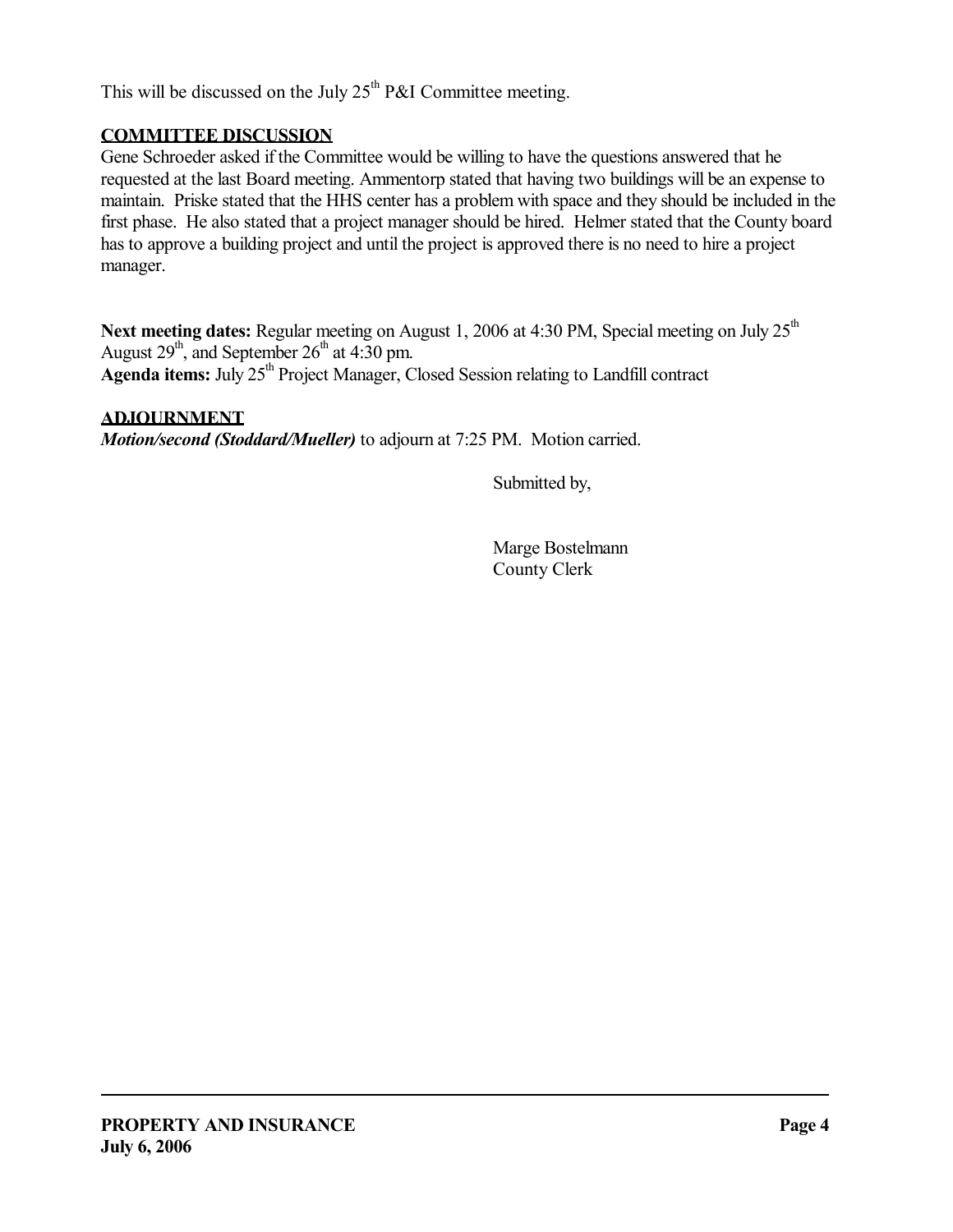This will be discussed on the July 25th P&I Committee meeting.

**COMMITTEE DISCUSSION**

Gene Schroeder asked if the Committee would be willing to have the questions answered that he requested at the last Board meeting. Ammentorp stated that having two buildings will be an expense to maintain. Priske stated that the HHS center has a problem with space and they should be included in the first phase. He also stated that a project manager should be hired. Helmer stated that the County board has to approve a building project and until the project is approved there is no need to hire a project manager.

**Next meeting dates:** Regular meeting on August 1, 2006 at 4:30 PM, Special meeting on July 25th August 29th, and September 26th at 4:30 pm.

**Agenda items:** July 25th Project Manager, Closed Session relating to Landfill contract

**ADJOURNMENT**

***Motion/second (Stoddard/Mueller)*** to adjourn at 7:25 PM. Motion carried.

Submitted by,

Marge Bostelmann
County Clerk